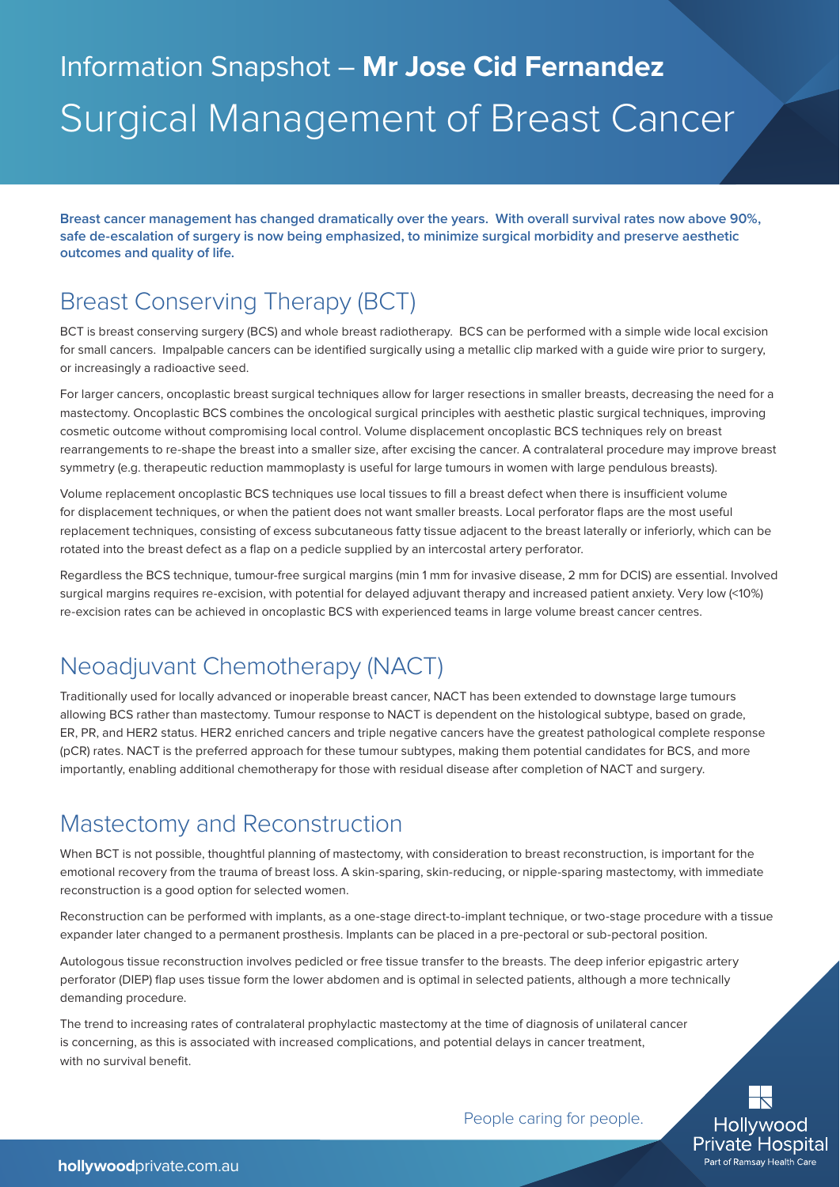# Information Snapshot – **Mr Jose Cid Fernandez**

# Surgical Management of Breast Cancer

**Breast cancer management has changed dramatically over the years. With overall survival rates now above 90%, safe de-escalation of surgery is now being emphasized, to minimize surgical morbidity and preserve aesthetic outcomes and quality of life.**

## Breast Conserving Therapy (BCT)

BCT is breast conserving surgery (BCS) and whole breast radiotherapy. BCS can be performed with a simple wide local excision for small cancers. Impalpable cancers can be identified surgically using a metallic clip marked with a guide wire prior to surgery, or increasingly a radioactive seed.

For larger cancers, oncoplastic breast surgical techniques allow for larger resections in smaller breasts, decreasing the need for a mastectomy. Oncoplastic BCS combines the oncological surgical principles with aesthetic plastic surgical techniques, improving cosmetic outcome without compromising local control. Volume displacement oncoplastic BCS techniques rely on breast rearrangements to re-shape the breast into a smaller size, after excising the cancer. A contralateral procedure may improve breast symmetry (e.g. therapeutic reduction mammoplasty is useful for large tumours in women with large pendulous breasts).

Volume replacement oncoplastic BCS techniques use local tissues to fill a breast defect when there is insufficient volume for displacement techniques, or when the patient does not want smaller breasts. Local perforator flaps are the most useful replacement techniques, consisting of excess subcutaneous fatty tissue adjacent to the breast laterally or inferiorly, which can be rotated into the breast defect as a flap on a pedicle supplied by an intercostal artery perforator.

Regardless the BCS technique, tumour-free surgical margins (min 1 mm for invasive disease, 2 mm for DCIS) are essential. Involved surgical margins requires re-excision, with potential for delayed adjuvant therapy and increased patient anxiety. Very low (<10%) re-excision rates can be achieved in oncoplastic BCS with experienced teams in large volume breast cancer centres.

## Neoadjuvant Chemotherapy (NACT)

Traditionally used for locally advanced or inoperable breast cancer, NACT has been extended to downstage large tumours allowing BCS rather than mastectomy. Tumour response to NACT is dependent on the histological subtype, based on grade, ER, PR, and HER2 status. HER2 enriched cancers and triple negative cancers have the greatest pathological complete response (pCR) rates. NACT is the preferred approach for these tumour subtypes, making them potential candidates for BCS, and more importantly, enabling additional chemotherapy for those with residual disease after completion of NACT and surgery.

## Mastectomy and Reconstruction

When BCT is not possible, thoughtful planning of mastectomy, with consideration to breast reconstruction, is important for the emotional recovery from the trauma of breast loss. A skin-sparing, skin-reducing, or nipple-sparing mastectomy, with immediate reconstruction is a good option for selected women.

Reconstruction can be performed with implants, as a one-stage direct-to-implant technique, or two-stage procedure with a tissue expander later changed to a permanent prosthesis. Implants can be placed in a pre-pectoral or sub-pectoral position.

Autologous tissue reconstruction involves pedicled or free tissue transfer to the breasts. The deep inferior epigastric artery perforator (DIEP) flap uses tissue form the lower abdomen and is optimal in selected patients, although a more technically demanding procedure.

The trend to increasing rates of contralateral prophylactic mastectomy at the time of diagnosis of unilateral cancer is concerning, as this is associated with increased complications, and potential delays in cancer treatment, with no survival benefit.

People caring for people.

Hollywood Private Hospital
Part of Ramsay Health Care

**hollywood**private.com.au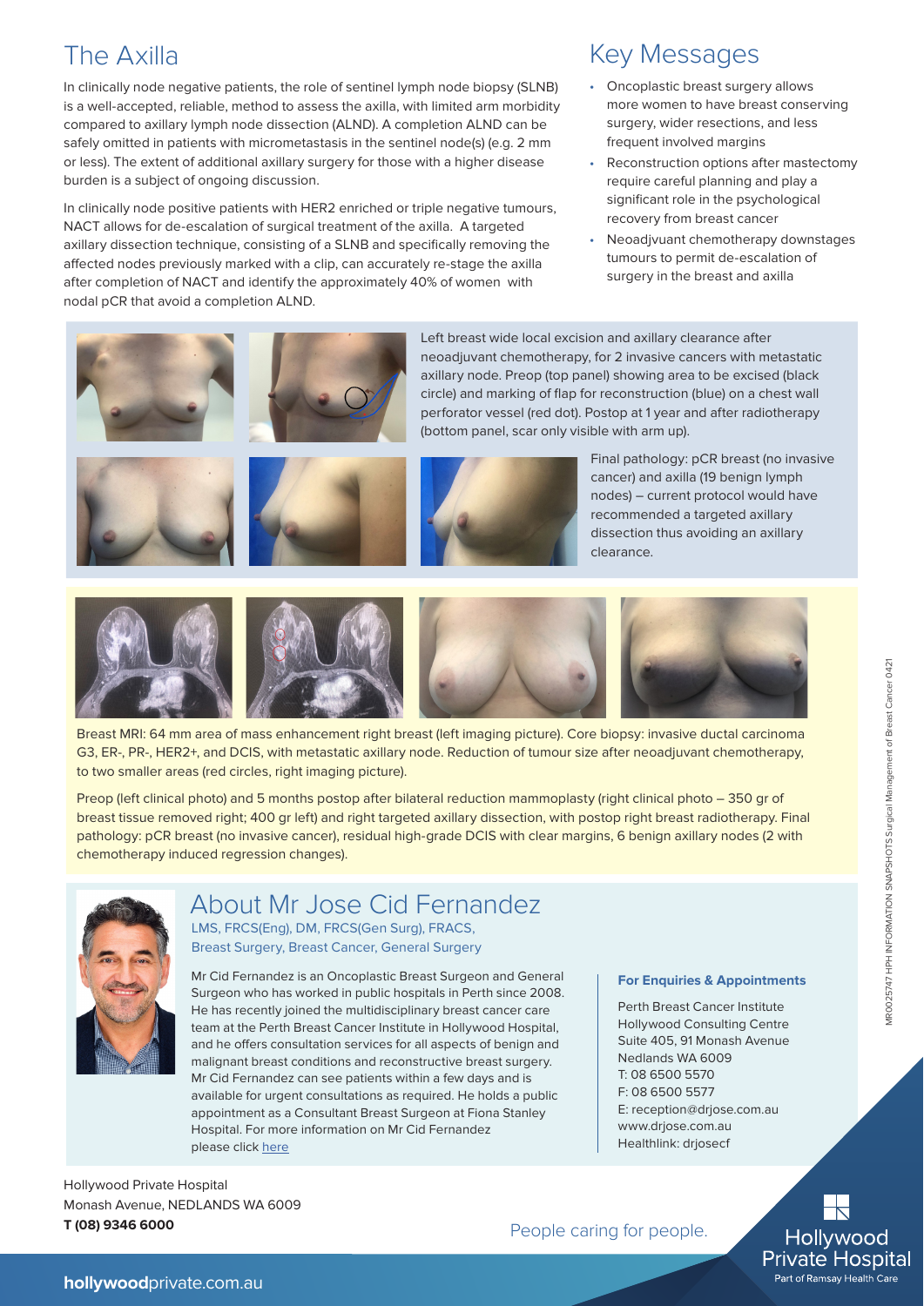## The Axilla

In clinically node negative patients, the role of sentinel lymph node biopsy (SLNB) is a well-accepted, reliable, method to assess the axilla, with limited arm morbidity compared to axillary lymph node dissection (ALND). A completion ALND can be safely omitted in patients with micrometastasis in the sentinel node(s) (e.g. 2 mm or less). The extent of additional axillary surgery for those with a higher disease burden is a subject of ongoing discussion.

In clinically node positive patients with HER2 enriched or triple negative tumours, NACT allows for de-escalation of surgical treatment of the axilla. A targeted axillary dissection technique, consisting of a SLNB and specifically removing the affected nodes previously marked with a clip, can accurately re-stage the axilla after completion of NACT and identify the approximately 40% of women with nodal pCR that avoid a completion ALND.

## Key Messages

- Oncoplastic breast surgery allows more women to have breast conserving surgery, wider resections, and less frequent involved margins
- Reconstruction options after mastectomy require careful planning and play a significant role in the psychological recovery from breast cancer
- Neoadjuvant chemotherapy downstages tumours to permit de-escalation of surgery in the breast and axilla

Left breast wide local excision and axillary clearance after neoadjuvant chemotherapy, for 2 invasive cancers with metastatic axillary node. Preop (top panel) showing area to be excised (black circle) and marking of flap for reconstruction (blue) on a chest wall perforator vessel (red dot). Postop at 1 year and after radiotherapy (bottom panel, scar only visible with arm up).

Final pathology: pCR breast (no invasive cancer) and axilla (19 benign lymph nodes) – current protocol would have recommended a targeted axillary dissection thus avoiding an axillary clearance.

Breast MRI: 64 mm area of mass enhancement right breast (left imaging picture). Core biopsy: invasive ductal carcinoma G3, ER-, PR-, HER2+, and DCIS, with metastatic axillary node. Reduction of tumour size after neoadjuvant chemotherapy, to two smaller areas (red circles, right imaging picture).

Preop (left clinical photo) and 5 months postop after bilateral reduction mammoplasty (right clinical photo – 350 gr of breast tissue removed right; 400 gr left) and right targeted axillary dissection, with postop right breast radiotherapy. Final pathology: pCR breast (no invasive cancer), residual high-grade DCIS with clear margins, 6 benign axillary nodes (2 with chemotherapy induced regression changes).

## About Mr Jose Cid Fernandez

LMS, FRCS(Eng), DM, FRCS(Gen Surg), FRACS,
Breast Surgery, Breast Cancer, General Surgery

Mr Cid Fernandez is an Oncoplastic Breast Surgeon and General Surgeon who has worked in public hospitals in Perth since 2008. He has recently joined the multidisciplinary breast cancer care team at the Perth Breast Cancer Institute in Hollywood Hospital, and he offers consultation services for all aspects of benign and malignant breast conditions and reconstructive breast surgery. Mr Cid Fernandez can see patients within a few days and is available for urgent consultations as required. He holds a public appointment as a Consultant Breast Surgeon at Fiona Stanley Hospital. For more information on Mr Cid Fernandez please click [here]

**For Enquiries & Appointments**

Perth Breast Cancer Institute
Hollywood Consulting Centre
Suite 405, 91 Monash Avenue
Nedlands WA 6009
T: 08 6500 5570
F: 08 6500 5577
E: reception@drjose.com.au
www.drjose.com.au
Healthlink: drjosecf

Hollywood Private Hospital
Monash Avenue, NEDLANDS WA 6009
**T (08) 9346 6000**

People caring for people.

Hollywood Private Hospital
Part of Ramsay Health Care

**hollywood**private.com.au

MR0025747 HPH INFORMATION SNAPSHOTS Surgical Management of Breast Cancer 0421